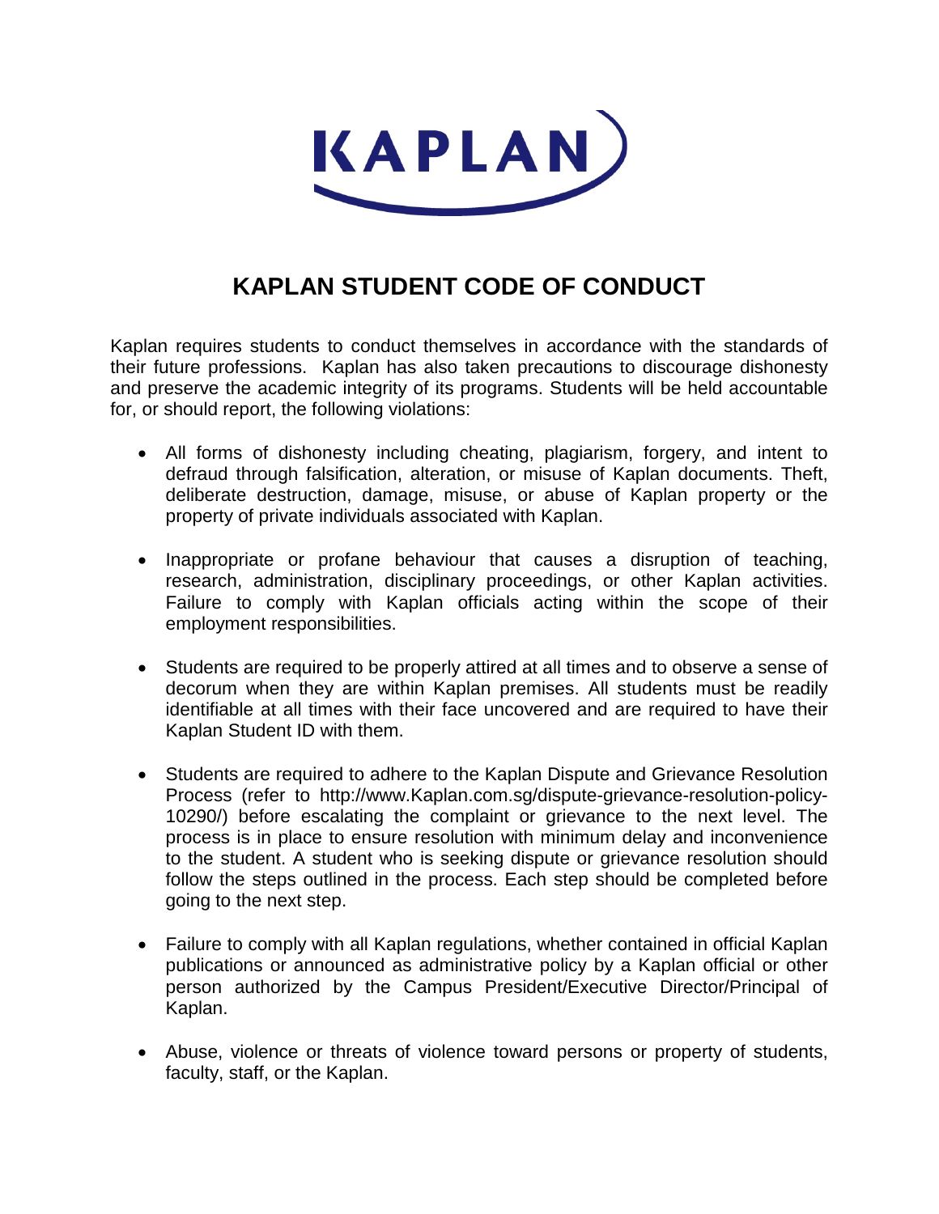KAPLAN

# KAPLAN STUDENT CODE OF CONDUCT

Kaplan requires students to conduct themselves in accordance with the standards of their future professions. Kaplan has also taken precautions to discourage dishonesty and preserve the academic integrity of its programs. Students will be held accountable for, or should report, the following violations:

- All forms of dishonesty including cheating, plagiarism, forgery, and intent to defraud through falsification, alteration, or misuse of Kaplan documents. Theft, deliberate destruction, damage, misuse, or abuse of Kaplan property or the property of private individuals associated with Kaplan.

- Inappropriate or profane behaviour that causes a disruption of teaching, research, administration, disciplinary proceedings, or other Kaplan activities. Failure to comply with Kaplan officials acting within the scope of their employment responsibilities.

- Students are required to be properly attired at all times and to observe a sense of decorum when they are within Kaplan premises. All students must be readily identifiable at all times with their face uncovered and are required to have their Kaplan Student ID with them.

- Students are required to adhere to the Kaplan Dispute and Grievance Resolution Process (refer to http://www.Kaplan.com.sg/dispute-grievance-resolution-policy-10290/) before escalating the complaint or grievance to the next level. The process is in place to ensure resolution with minimum delay and inconvenience to the student. A student who is seeking dispute or grievance resolution should follow the steps outlined in the process. Each step should be completed before going to the next step.

- Failure to comply with all Kaplan regulations, whether contained in official Kaplan publications or announced as administrative policy by a Kaplan official or other person authorized by the Campus President/Executive Director/Principal of Kaplan.

- Abuse, violence or threats of violence toward persons or property of students, faculty, staff, or the Kaplan.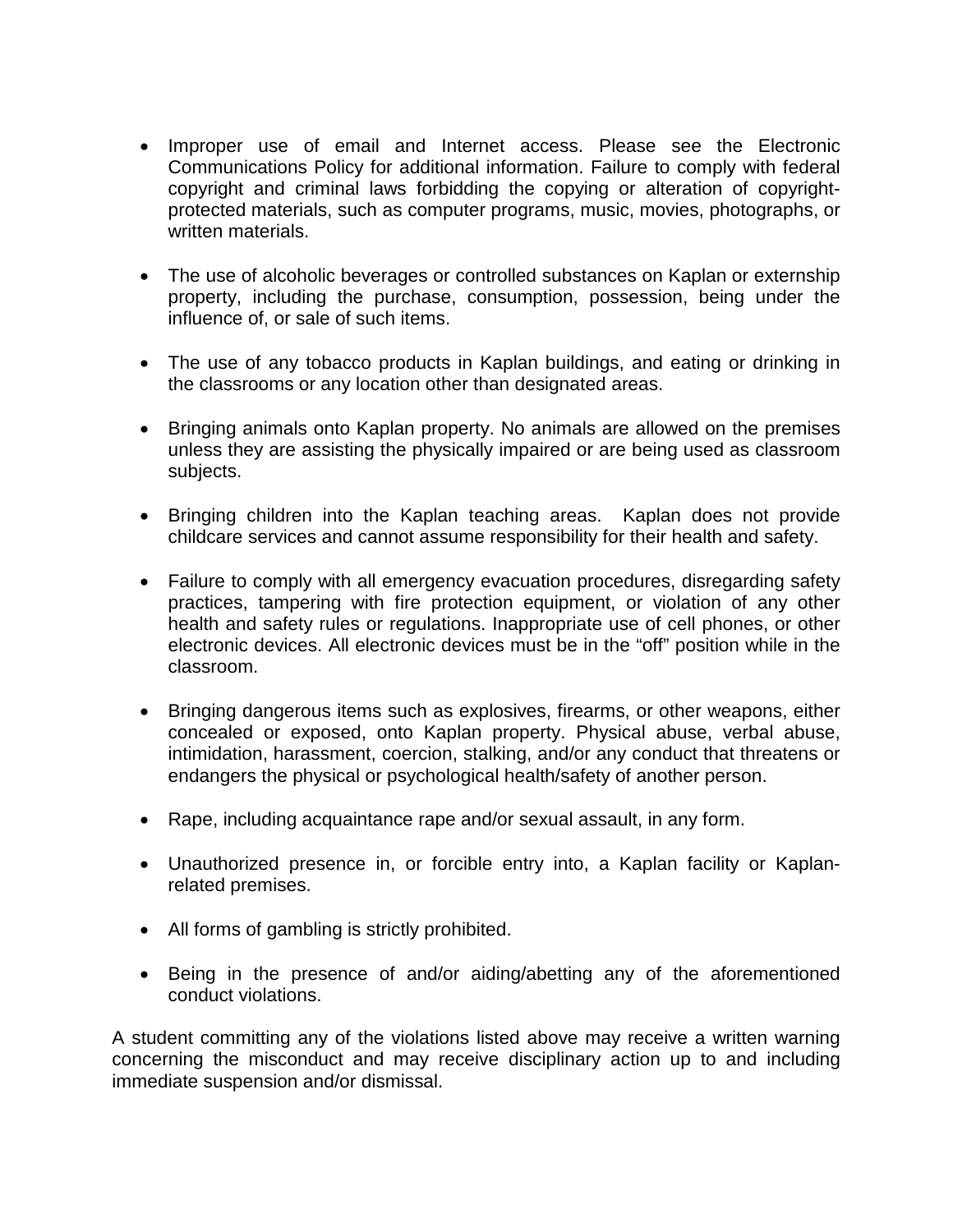- Improper use of email and Internet access. Please see the Electronic Communications Policy for additional information. Failure to comply with federal copyright and criminal laws forbidding the copying or alteration of copyright-protected materials, such as computer programs, music, movies, photographs, or written materials.

- The use of alcoholic beverages or controlled substances on Kaplan or externship property, including the purchase, consumption, possession, being under the influence of, or sale of such items.

- The use of any tobacco products in Kaplan buildings, and eating or drinking in the classrooms or any location other than designated areas.

- Bringing animals onto Kaplan property. No animals are allowed on the premises unless they are assisting the physically impaired or are being used as classroom subjects.

- Bringing children into the Kaplan teaching areas. Kaplan does not provide childcare services and cannot assume responsibility for their health and safety.

- Failure to comply with all emergency evacuation procedures, disregarding safety practices, tampering with fire protection equipment, or violation of any other health and safety rules or regulations. Inappropriate use of cell phones, or other electronic devices. All electronic devices must be in the "off" position while in the classroom.

- Bringing dangerous items such as explosives, firearms, or other weapons, either concealed or exposed, onto Kaplan property. Physical abuse, verbal abuse, intimidation, harassment, coercion, stalking, and/or any conduct that threatens or endangers the physical or psychological health/safety of another person.

- Rape, including acquaintance rape and/or sexual assault, in any form.

- Unauthorized presence in, or forcible entry into, a Kaplan facility or Kaplan-related premises.

- All forms of gambling is strictly prohibited.

- Being in the presence of and/or aiding/abetting any of the aforementioned conduct violations.

A student committing any of the violations listed above may receive a written warning concerning the misconduct and may receive disciplinary action up to and including immediate suspension and/or dismissal.